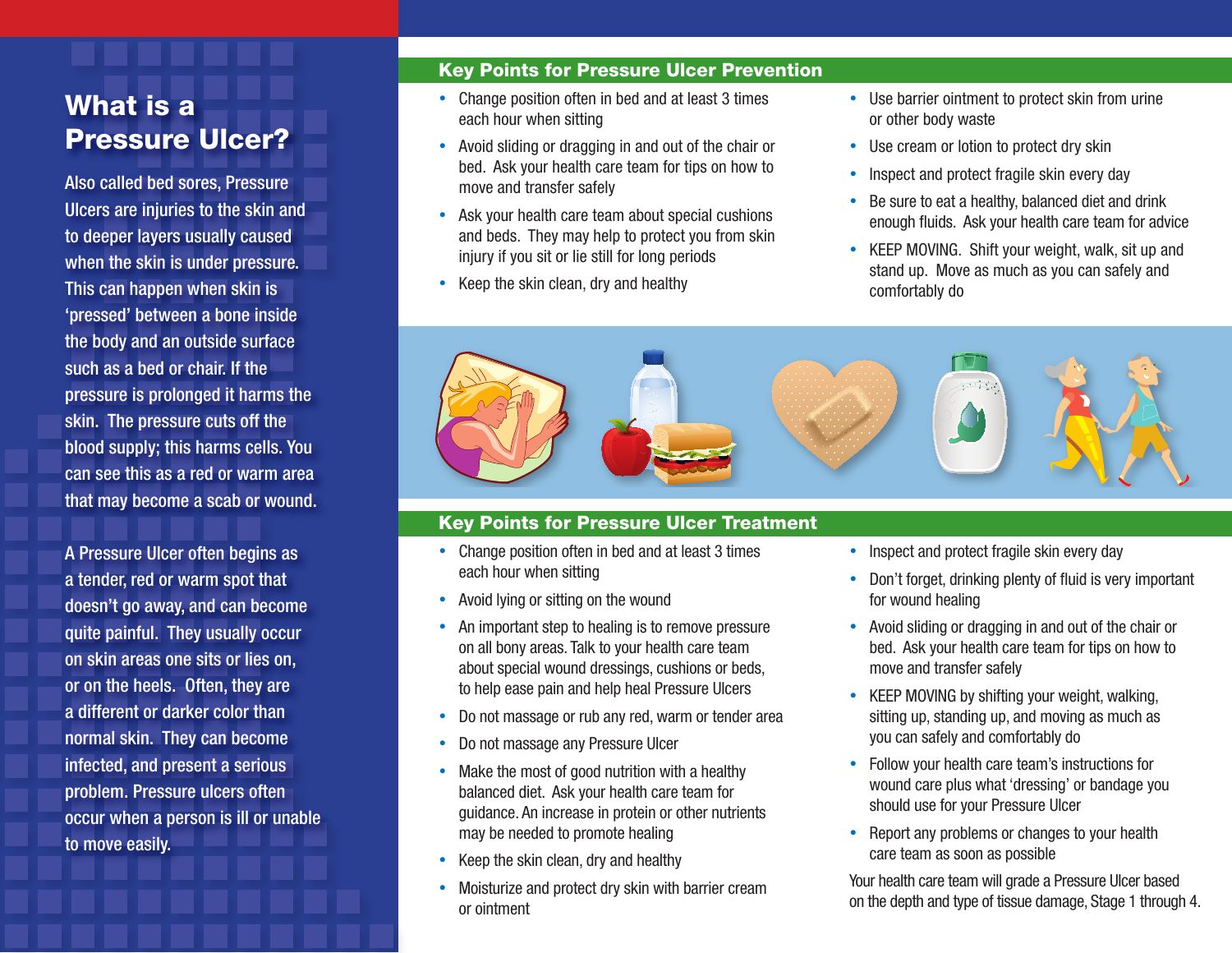# What is a Pressure Ulcer?

Also called bed sores, Pressure Ulcers are injuries to the skin and to deeper layers usually caused when the skin is under pressure. This can happen when skin is ‘pressed’ between a bone inside the body and an outside surface such as a bed or chair. If the pressure is prolonged it harms the skin. The pressure cuts off the blood supply; this harms cells. You can see this as a red or warm area that may become a scab or wound.

A Pressure Ulcer often begins as a tender, red or warm spot that doesn’t go away, and can become quite painful. They usually occur on skin areas one sits or lies on, or on the heels. Often, they are a different or darker color than normal skin. They can become infected, and present a serious problem. Pressure ulcers often occur when a person is ill or unable to move easily.

## Key Points for Pressure Ulcer Prevention

- Change position often in bed and at least 3 times each hour when sitting
- Avoid sliding or dragging in and out of the chair or bed. Ask your health care team for tips on how to move and transfer safely
- Ask your health care team about special cushions and beds. They may help to protect you from skin injury if you sit or lie still for long periods
- Keep the skin clean, dry and healthy
- Use barrier ointment to protect skin from urine or other body waste
- Use cream or lotion to protect dry skin
- Inspect and protect fragile skin every day
- Be sure to eat a healthy, balanced diet and drink enough fluids. Ask your health care team for advice
- KEEP MOVING. Shift your weight, walk, sit up and stand up. Move as much as you can safely and comfortably do

## Key Points for Pressure Ulcer Treatment

- Change position often in bed and at least 3 times each hour when sitting
- Avoid lying or sitting on the wound
- An important step to healing is to remove pressure on all bony areas. Talk to your health care team about special wound dressings, cushions or beds, to help ease pain and help heal Pressure Ulcers
- Do not massage or rub any red, warm or tender area
- Do not massage any Pressure Ulcer
- Make the most of good nutrition with a healthy balanced diet. Ask your health care team for guidance. An increase in protein or other nutrients may be needed to promote healing
- Keep the skin clean, dry and healthy
- Moisturize and protect dry skin with barrier cream or ointment
- Inspect and protect fragile skin every day
- Don’t forget, drinking plenty of fluid is very important for wound healing
- Avoid sliding or dragging in and out of the chair or bed. Ask your health care team for tips on how to move and transfer safely
- KEEP MOVING by shifting your weight, walking, sitting up, standing up, and moving as much as you can safely and comfortably do
- Follow your health care team’s instructions for wound care plus what ‘dressing’ or bandage you should use for your Pressure Ulcer
- Report any problems or changes to your health care team as soon as possible

Your health care team will grade a Pressure Ulcer based on the depth and type of tissue damage, Stage 1 through 4.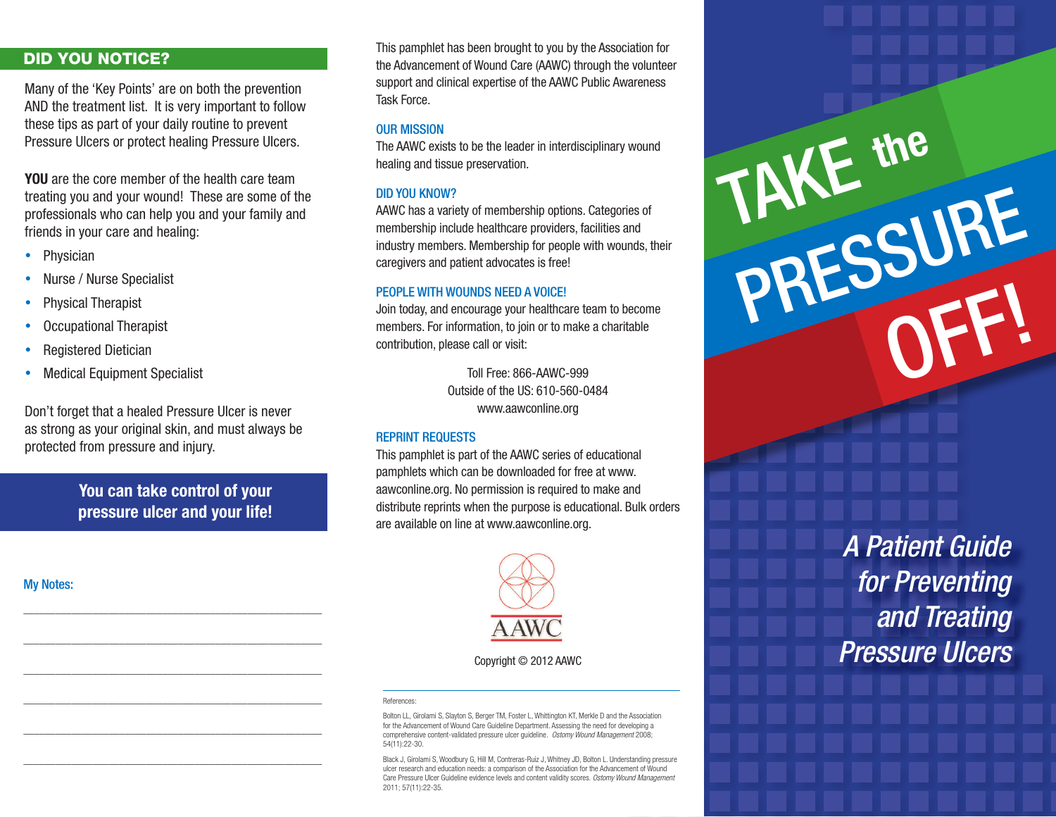## DID YOU NOTICE?

Many of the 'Key Points' are on both the prevention AND the treatment list. It is very important to follow these tips as part of your daily routine to prevent Pressure Ulcers or protect healing Pressure Ulcers.

**YOU** are the core member of the health care team treating you and your wound! These are some of the professionals who can help you and your family and friends in your care and healing:

- Physician
- Nurse / Nurse Specialist
- Physical Therapist
- Occupational Therapist
- Registered Dietician
- Medical Equipment Specialist

Don't forget that a healed Pressure Ulcer is never as strong as your original skin, and must always be protected from pressure and injury.

**You can take control of your pressure ulcer and your life!**

My Notes:

_______________________________________________

_______________________________________________

_______________________________________________

_______________________________________________

_______________________________________________

_______________________________________________

This pamphlet has been brought to you by the Association for the Advancement of Wound Care (AAWC) through the volunteer support and clinical expertise of the AAWC Public Awareness Task Force.

### OUR MISSION

The AAWC exists to be the leader in interdisciplinary wound healing and tissue preservation.

### DID YOU KNOW?

AAWC has a variety of membership options. Categories of membership include healthcare providers, facilities and industry members. Membership for people with wounds, their caregivers and patient advocates is free!

### PEOPLE WITH WOUNDS NEED A VOICE!

Join today, and encourage your healthcare team to become members. For information, to join or to make a charitable contribution, please call or visit:

Toll Free: 866-AAWC-999
Outside of the US: 610-560-0484
www.aawconline.org

### REPRINT REQUESTS

This pamphlet is part of the AAWC series of educational pamphlets which can be downloaded for free at www.aawconline.org. No permission is required to make and distribute reprints when the purpose is educational. Bulk orders are available on line at www.aawconline.org.

AAWC

Copyright © 2012 AAWC

References:

Bolton LL, Girolami S, Slayton S, Berger TM, Foster L, Whittington KT, Merkle D and the Association for the Advancement of Wound Care Guideline Department. Assessing the need for developing a comprehensive content-validated pressure ulcer guideline. *Ostomy Wound Management* 2008; 54(11):22-30.

Black J, Girolami S, Woodbury G, Hill M, Contreras-Ruiz J, Whitney JD, Bolton L. Understanding pressure ulcer research and education needs: a comparison of the Association for the Advancement of Wound Care Pressure Ulcer Guideline evidence levels and content validity scores. *Ostomy Wound Management* 2011; 57(11):22-35.

# TAKE the PRESSURE OFF!

*A Patient Guide for Preventing and Treating Pressure Ulcers*